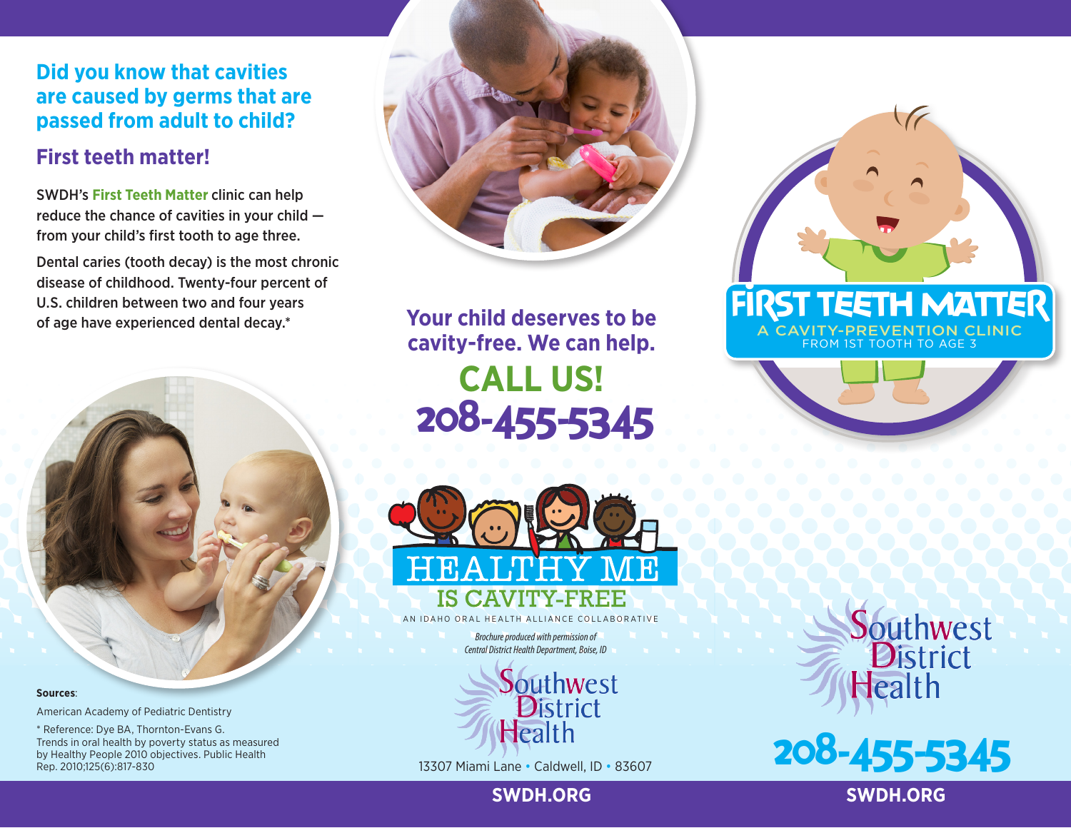## Did you know that cavities are caused by germs that are passed from adult to child?

### First teeth matter!

SWDH's **First Teeth Matter** clinic can help reduce the chance of cavities in your child — from your child's first tooth to age three.

Dental caries (tooth decay) is the most chronic disease of childhood. Twenty-four percent of U.S. children between two and four years of age have experienced dental decay.*

**Sources**:

American Academy of Pediatric Dentistry

* Reference: Dye BA, Thornton-Evans G. Trends in oral health by poverty status as measured by Healthy People 2010 objectives. Public Health Rep. 2010;125(6):817-830

**Your child deserves to be cavity-free. We can help.**

## CALL US!

## 208-455-5345

HEALTHY ME IS CAVITY-FREE

AN IDAHO ORAL HEALTH ALLIANCE COLLABORATIVE

*Brochure produced with permission of Central District Health Department, Boise, ID*

Southwest District Health

13307 Miami Lane • Caldwell, ID • 83607

**SWDH.ORG**

# FIRST TEETH MATTER

A CAVITY-PREVENTION CLINIC

FROM 1ST TOOTH TO AGE 3

Southwest District Health

## 208-455-5345

**SWDH.ORG**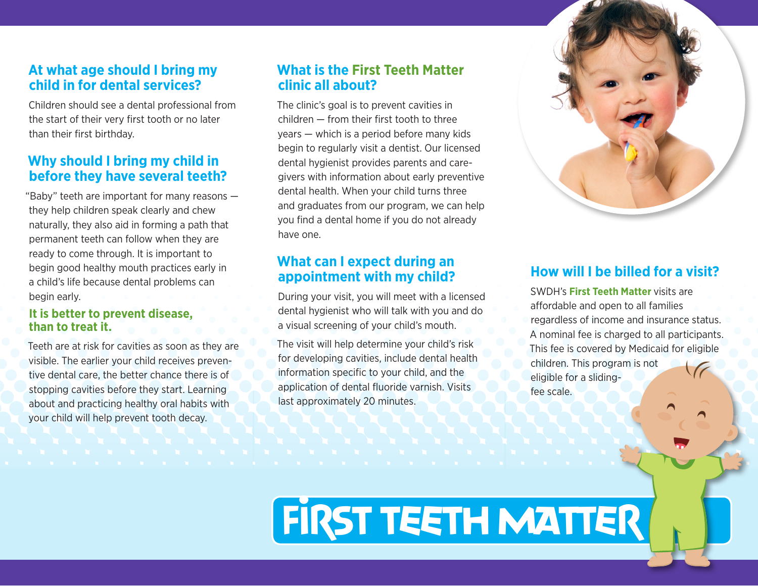## At what age should I bring my child in for dental services?

Children should see a dental professional from the start of their very first tooth or no later than their first birthday.

## Why should I bring my child in before they have several teeth?

"Baby" teeth are important for many reasons — they help children speak clearly and chew naturally, they also aid in forming a path that permanent teeth can follow when they are ready to come through. It is important to begin good healthy mouth practices early in a child's life because dental problems can begin early.

### It is better to prevent disease, than to treat it.

Teeth are at risk for cavities as soon as they are visible. The earlier your child receives preventive dental care, the better chance there is of stopping cavities before they start. Learning about and practicing healthy oral habits with your child will help prevent tooth decay.

## What is the First Teeth Matter clinic all about?

The clinic's goal is to prevent cavities in children — from their first tooth to three years — which is a period before many kids begin to regularly visit a dentist. Our licensed dental hygienist provides parents and caregivers with information about early preventive dental health. When your child turns three and graduates from our program, we can help you find a dental home if you do not already have one.

## What can I expect during an appointment with my child?

During your visit, you will meet with a licensed dental hygienist who will talk with you and do a visual screening of your child's mouth.

The visit will help determine your child's risk for developing cavities, include dental health information specific to your child, and the application of dental fluoride varnish. Visits last approximately 20 minutes.

## How will I be billed for a visit?

SWDH's **First Teeth Matter** visits are affordable and open to all families regardless of income and insurance status. A nominal fee is charged to all participants. This fee is covered by Medicaid for eligible children. This program is not eligible for a sliding-fee scale.

FIRST TEETH MATTER